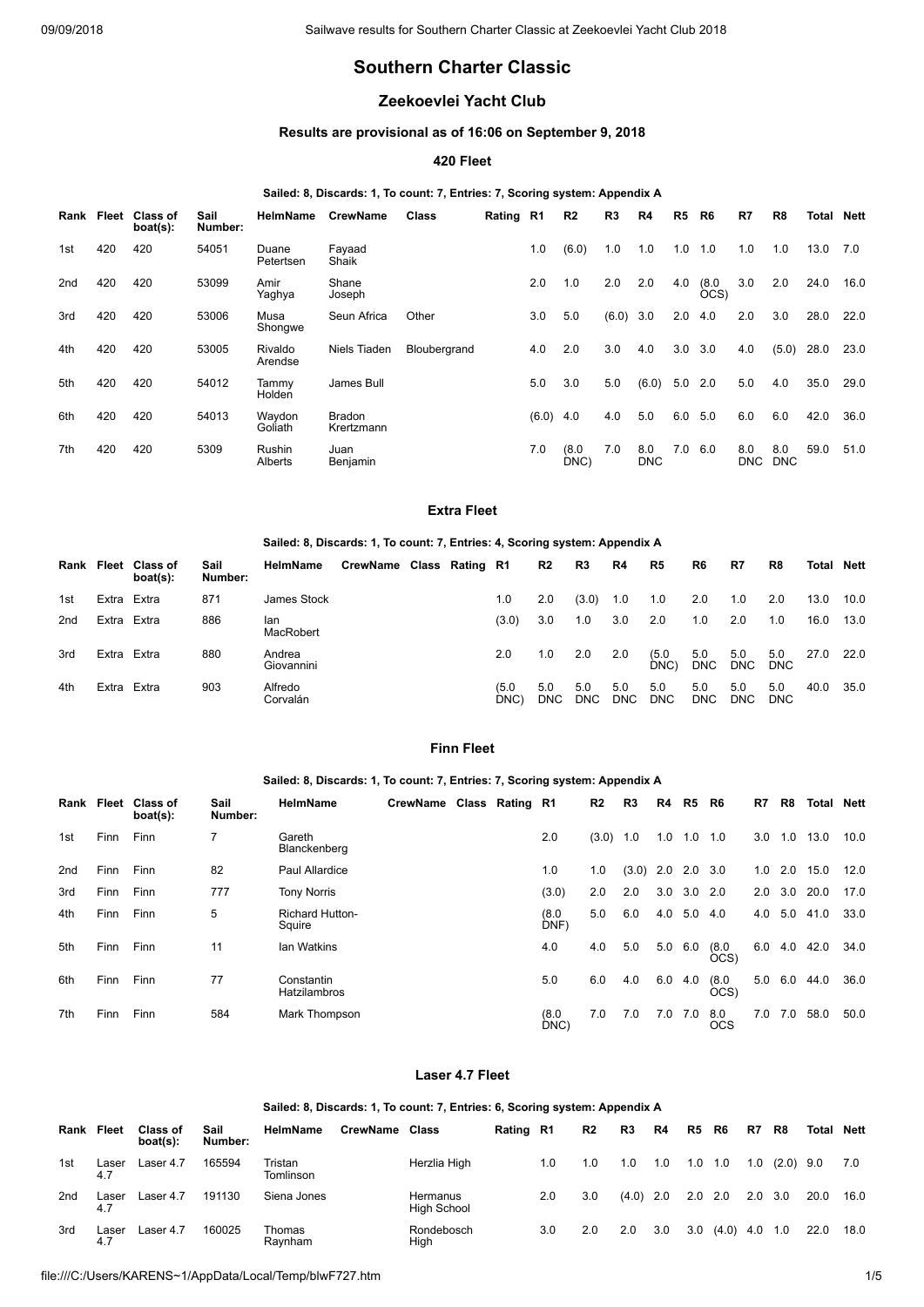# Southern Charter Classic

## Zeekoevlei Yacht Club

### Results are provisional as of 16:06 on September 9, 2018

#### 420 Fleet

**Sailed: 8, Discards: 1, To count: 7, Entries: 7, Scoring system: Appendix A**

| Rank | Fleet | Class of boat(s): | Sail Number: | HelmName | CrewName | Class | Rating | R1 | R2 | R3 | R4 | R5 | R6 | R7 | R8 | Total | Nett |
|---|---|---|---|---|---|---|---|---|---|---|---|---|---|---|---|---|---|
| 1st | 420 | 420 | 54051 | Duane Petertsen | Fayaad Shaik | | | 1.0 | (6.0) | 1.0 | 1.0 | 1.0 | 1.0 | 1.0 | 1.0 | 13.0 | 7.0 |
| 2nd | 420 | 420 | 53099 | Amir Yaghya | Shane Joseph | | | 2.0 | 1.0 | 2.0 | 2.0 | 4.0 | (8.0 OCS) | 3.0 | 2.0 | 24.0 | 16.0 |
| 3rd | 420 | 420 | 53006 | Musa Shongwe | Seun Africa | Other | | 3.0 | 5.0 | (6.0) | 3.0 | 2.0 | 4.0 | 2.0 | 3.0 | 28.0 | 22.0 |
| 4th | 420 | 420 | 53005 | Rivaldo Arendse | Niels Tiaden | Bloubergrand | | 4.0 | 2.0 | 3.0 | 4.0 | 3.0 | 3.0 | 4.0 | (5.0) | 28.0 | 23.0 |
| 5th | 420 | 420 | 54012 | Tammy Holden | James Bull | | | 5.0 | 3.0 | 5.0 | (6.0) | 5.0 | 2.0 | 5.0 | 4.0 | 35.0 | 29.0 |
| 6th | 420 | 420 | 54013 | Waydon Goliath | Bradon Krertzmann | | | (6.0) | 4.0 | 4.0 | 5.0 | 6.0 | 5.0 | 6.0 | 6.0 | 42.0 | 36.0 |
| 7th | 420 | 420 | 5309 | Rushin Alberts | Juan Benjamin | | | 7.0 | (8.0 DNC) | 7.0 | 8.0 DNC | 7.0 | 6.0 | 8.0 DNC | 8.0 DNC | 59.0 | 51.0 |

#### Extra Fleet

**Sailed: 8, Discards: 1, To count: 7, Entries: 4, Scoring system: Appendix A**

| Rank | Fleet | Class of boat(s): | Sail Number: | HelmName | CrewName | Class | Rating | R1 | R2 | R3 | R4 | R5 | R6 | R7 | R8 | Total | Nett |
|---|---|---|---|---|---|---|---|---|---|---|---|---|---|---|---|---|---|
| 1st | Extra | Extra | 871 | James Stock | | | | 1.0 | 2.0 | (3.0) | 1.0 | 1.0 | 2.0 | 1.0 | 2.0 | 13.0 | 10.0 |
| 2nd | Extra | Extra | 886 | Ian MacRobert | | | | (3.0) | 3.0 | 1.0 | 3.0 | 2.0 | 1.0 | 2.0 | 1.0 | 16.0 | 13.0 |
| 3rd | Extra | Extra | 880 | Andrea Giovannini | | | | 2.0 | 1.0 | 2.0 | 2.0 | (5.0 DNC) | 5.0 DNC | 5.0 DNC | 5.0 DNC | 27.0 | 22.0 |
| 4th | Extra | Extra | 903 | Alfredo Corvalán | | | | (5.0 DNC) | 5.0 DNC | 5.0 DNC | 5.0 DNC | 5.0 DNC | 5.0 DNC | 5.0 DNC | 5.0 DNC | 40.0 | 35.0 |

#### Finn Fleet

**Sailed: 8, Discards: 1, To count: 7, Entries: 7, Scoring system: Appendix A**

| Rank | Fleet | Class of boat(s): | Sail Number: | HelmName | CrewName | Class | Rating | R1 | R2 | R3 | R4 | R5 | R6 | R7 | R8 | Total | Nett |
|---|---|---|---|---|---|---|---|---|---|---|---|---|---|---|---|---|---|
| 1st | Finn | Finn | 7 | Gareth Blanckenberg | | | | 2.0 | (3.0) | 1.0 | 1.0 | 1.0 | 1.0 | 3.0 | 1.0 | 13.0 | 10.0 |
| 2nd | Finn | Finn | 82 | Paul Allardice | | | | 1.0 | 1.0 | (3.0) | 2.0 | 2.0 | 3.0 | 1.0 | 2.0 | 15.0 | 12.0 |
| 3rd | Finn | Finn | 777 | Tony Norris | | | | (3.0) | 2.0 | 2.0 | 3.0 | 3.0 | 2.0 | 2.0 | 3.0 | 20.0 | 17.0 |
| 4th | Finn | Finn | 5 | Richard Hutton-Squire | | | | (8.0 DNF) | 5.0 | 6.0 | 4.0 | 5.0 | 4.0 | 4.0 | 5.0 | 41.0 | 33.0 |
| 5th | Finn | Finn | 11 | Ian Watkins | | | | 4.0 | 4.0 | 5.0 | 5.0 | 6.0 | (8.0 OCS) | 6.0 | 4.0 | 42.0 | 34.0 |
| 6th | Finn | Finn | 77 | Constantin Hatzilambros | | | | 5.0 | 6.0 | 4.0 | 6.0 | 4.0 | (8.0 OCS) | 5.0 | 6.0 | 44.0 | 36.0 |
| 7th | Finn | Finn | 584 | Mark Thompson | | | | (8.0 DNC) | 7.0 | 7.0 | 7.0 | 7.0 | 8.0 OCS | 7.0 | 7.0 | 58.0 | 50.0 |

#### Laser 4.7 Fleet

**Sailed: 8, Discards: 1, To count: 7, Entries: 6, Scoring system: Appendix A**

| Rank | Fleet | Class of boat(s): | Sail Number: | HelmName | CrewName | Class | Rating | R1 | R2 | R3 | R4 | R5 | R6 | R7 | R8 | Total | Nett |
|---|---|---|---|---|---|---|---|---|---|---|---|---|---|---|---|---|---|
| 1st | Laser 4.7 | Laser 4.7 | 165594 | Tristan Tomlinson | | Herzlia High | | 1.0 | 1.0 | 1.0 | 1.0 | 1.0 | 1.0 | 1.0 | (2.0) | 9.0 | 7.0 |
| 2nd | Laser 4.7 | Laser 4.7 | 191130 | Siena Jones | | Hermanus High School | | 2.0 | 3.0 | (4.0) | 2.0 | 2.0 | 2.0 | 2.0 | 3.0 | 20.0 | 16.0 |
| 3rd | Laser 4.7 | Laser 4.7 | 160025 | Thomas Raynham | | Rondebosch High | | 3.0 | 2.0 | 2.0 | 3.0 | 3.0 | (4.0) | 4.0 | 1.0 | 22.0 | 18.0 |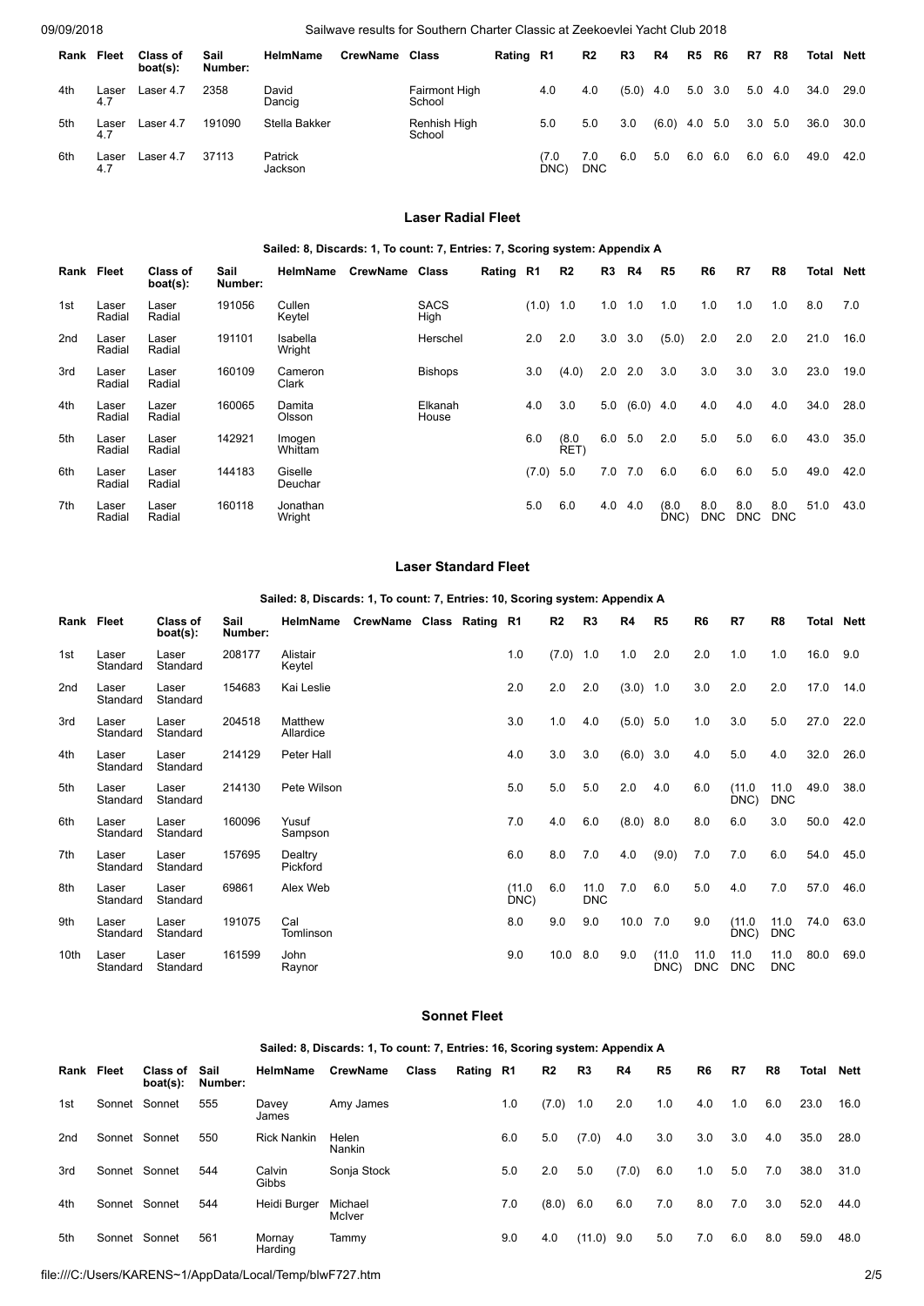| Rank | Fleet | Class of boat(s): | Sail Number: | HelmName | CrewName | Class | Rating | R1 | R2 | R3 | R4 | R5 | R6 | R7 | R8 | Total | Nett |
|---|---|---|---|---|---|---|---|---|---|---|---|---|---|---|---|---|---|
| 4th | Laser 4.7 | Laser 4.7 | 2358 | David Dancig | | Fairmont High School | | 4.0 | 4.0 | (5.0) | 4.0 | 5.0 | 3.0 | 5.0 | 4.0 | 34.0 | 29.0 |
| 5th | Laser 4.7 | Laser 4.7 | 191090 | Stella Bakker | | Renhish High School | | 5.0 | 5.0 | 3.0 | (6.0) | 4.0 | 5.0 | 3.0 | 5.0 | 36.0 | 30.0 |
| 6th | Laser 4.7 | Laser 4.7 | 37113 | Patrick Jackson | | | | (7.0 DNC) | 7.0 DNC | 6.0 | 5.0 | 6.0 | 6.0 | 6.0 | 6.0 | 49.0 | 42.0 |

## Laser Radial Fleet

**Sailed: 8, Discards: 1, To count: 7, Entries: 7, Scoring system: Appendix A**

| Rank | Fleet | Class of boat(s): | Sail Number: | HelmName | CrewName | Class | Rating | R1 | R2 | R3 | R4 | R5 | R6 | R7 | R8 | Total | Nett |
|---|---|---|---|---|---|---|---|---|---|---|---|---|---|---|---|---|---|
| 1st | Laser Radial | Laser Radial | 191056 | Cullen Keytel | | SACS High | | (1.0) | 1.0 | 1.0 | 1.0 | 1.0 | 1.0 | 1.0 | 1.0 | 8.0 | 7.0 |
| 2nd | Laser Radial | Laser Radial | 191101 | Isabella Wright | | Herschel | | 2.0 | 2.0 | 3.0 | 3.0 | (5.0) | 2.0 | 2.0 | 2.0 | 21.0 | 16.0 |
| 3rd | Laser Radial | Laser Radial | 160109 | Cameron Clark | | Bishops | | 3.0 | (4.0) | 2.0 | 2.0 | 3.0 | 3.0 | 3.0 | 3.0 | 23.0 | 19.0 |
| 4th | Laser Radial | Lazer Radial | 160065 | Damita Olsson | | Elkanah House | | 4.0 | 3.0 | 5.0 | (6.0) | 4.0 | 4.0 | 4.0 | 4.0 | 34.0 | 28.0 |
| 5th | Laser Radial | Laser Radial | 142921 | Imogen Whittam | | | | 6.0 | (8.0 RET) | 6.0 | 5.0 | 2.0 | 5.0 | 5.0 | 6.0 | 43.0 | 35.0 |
| 6th | Laser Radial | Laser Radial | 144183 | Giselle Deuchar | | | | (7.0) | 5.0 | 7.0 | 7.0 | 6.0 | 6.0 | 6.0 | 5.0 | 49.0 | 42.0 |
| 7th | Laser Radial | Laser Radial | 160118 | Jonathan Wright | | | | 5.0 | 6.0 | 4.0 | 4.0 | (8.0 DNC) | 8.0 DNC | 8.0 DNC | 8.0 DNC | 51.0 | 43.0 |

## Laser Standard Fleet

**Sailed: 8, Discards: 1, To count: 7, Entries: 10, Scoring system: Appendix A**

| Rank | Fleet | Class of boat(s): | Sail Number: | HelmName | CrewName | Class | Rating | R1 | R2 | R3 | R4 | R5 | R6 | R7 | R8 | Total | Nett |
|---|---|---|---|---|---|---|---|---|---|---|---|---|---|---|---|---|---|
| 1st | Laser Standard | Laser Standard | 208177 | Alistair Keytel | | | | 1.0 | (7.0) | 1.0 | 1.0 | 2.0 | 2.0 | 1.0 | 1.0 | 16.0 | 9.0 |
| 2nd | Laser Standard | Laser Standard | 154683 | Kai Leslie | | | | 2.0 | 2.0 | 2.0 | (3.0) | 1.0 | 3.0 | 2.0 | 2.0 | 17.0 | 14.0 |
| 3rd | Laser Standard | Laser Standard | 204518 | Matthew Allardice | | | | 3.0 | 1.0 | 4.0 | (5.0) | 5.0 | 1.0 | 3.0 | 5.0 | 27.0 | 22.0 |
| 4th | Laser Standard | Laser Standard | 214129 | Peter Hall | | | | 4.0 | 3.0 | 3.0 | (6.0) | 3.0 | 4.0 | 5.0 | 4.0 | 32.0 | 26.0 |
| 5th | Laser Standard | Laser Standard | 214130 | Pete Wilson | | | | 5.0 | 5.0 | 5.0 | 2.0 | 4.0 | 6.0 | (11.0 DNC) | 11.0 DNC | 49.0 | 38.0 |
| 6th | Laser Standard | Laser Standard | 160096 | Yusuf Sampson | | | | 7.0 | 4.0 | 6.0 | (8.0) | 8.0 | 8.0 | 6.0 | 3.0 | 50.0 | 42.0 |
| 7th | Laser Standard | Laser Standard | 157695 | Dealtry Pickford | | | | 6.0 | 8.0 | 7.0 | 4.0 | (9.0) | 7.0 | 7.0 | 6.0 | 54.0 | 45.0 |
| 8th | Laser Standard | Laser Standard | 69861 | Alex Web | | | | (11.0 DNC) | 6.0 | 11.0 DNC | 7.0 | 6.0 | 5.0 | 4.0 | 7.0 | 57.0 | 46.0 |
| 9th | Laser Standard | Laser Standard | 191075 | Cal Tomlinson | | | | 8.0 | 9.0 | 9.0 | 10.0 | 7.0 | 9.0 | (11.0 DNC) | 11.0 DNC | 74.0 | 63.0 |
| 10th | Laser Standard | Laser Standard | 161599 | John Raynor | | | | 9.0 | 10.0 | 8.0 | 9.0 | (11.0 DNC) | 11.0 DNC | 11.0 DNC | 11.0 DNC | 80.0 | 69.0 |

## Sonnet Fleet

**Sailed: 8, Discards: 1, To count: 7, Entries: 16, Scoring system: Appendix A**

| Rank | Fleet | Class of boat(s): | Sail Number: | HelmName | CrewName | Class | Rating | R1 | R2 | R3 | R4 | R5 | R6 | R7 | R8 | Total | Nett |
|---|---|---|---|---|---|---|---|---|---|---|---|---|---|---|---|---|---|
| 1st | Sonnet | Sonnet | 555 | Davey James | Amy James | | | 1.0 | (7.0) | 1.0 | 2.0 | 1.0 | 4.0 | 1.0 | 6.0 | 23.0 | 16.0 |
| 2nd | Sonnet | Sonnet | 550 | Rick Nankin | Helen Nankin | | | 6.0 | 5.0 | (7.0) | 4.0 | 3.0 | 3.0 | 3.0 | 4.0 | 35.0 | 28.0 |
| 3rd | Sonnet | Sonnet | 544 | Calvin Gibbs | Sonja Stock | | | 5.0 | 2.0 | 5.0 | (7.0) | 6.0 | 1.0 | 5.0 | 7.0 | 38.0 | 31.0 |
| 4th | Sonnet | Sonnet | 544 | Heidi Burger | Michael McIver | | | 7.0 | (8.0) | 6.0 | 6.0 | 7.0 | 8.0 | 7.0 | 3.0 | 52.0 | 44.0 |
| 5th | Sonnet | Sonnet | 561 | Mornay Harding | Tammy | | | 9.0 | 4.0 | (11.0) | 9.0 | 5.0 | 7.0 | 6.0 | 8.0 | 59.0 | 48.0 |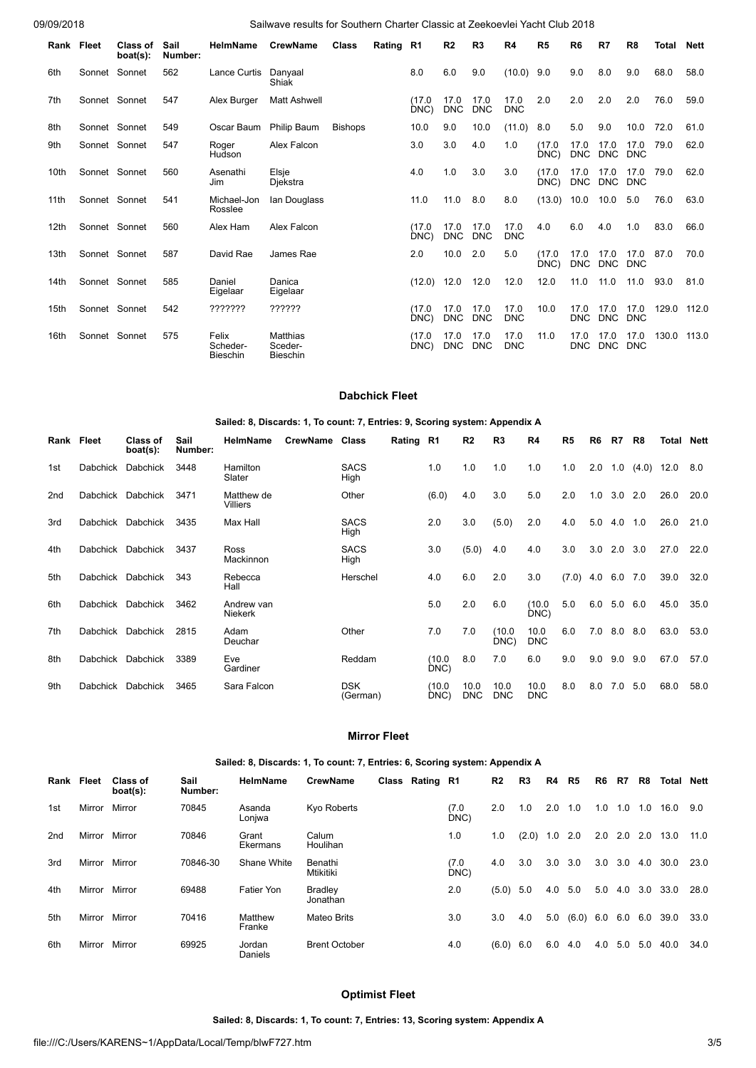| Rank | Fleet | Class of boat(s): | Sail Number: | HelmName | CrewName | Class | Rating | R1 | R2 | R3 | R4 | R5 | R6 | R7 | R8 | Total | Nett |
|---|---|---|---|---|---|---|---|---|---|---|---|---|---|---|---|---|---|
| 6th | Sonnet | Sonnet | 562 | Lance Curtis | Danyaal Shiak | | | 8.0 | 6.0 | 9.0 | (10.0) | 9.0 | 9.0 | 8.0 | 9.0 | 68.0 | 58.0 |
| 7th | Sonnet | Sonnet | 547 | Alex Burger | Matt Ashwell | | | (17.0 DNC) | 17.0 DNC | 17.0 DNC | 17.0 DNC | 2.0 | 2.0 | 2.0 | 2.0 | 76.0 | 59.0 |
| 8th | Sonnet | Sonnet | 549 | Oscar Baum | Philip Baum | Bishops | | 10.0 | 9.0 | 10.0 | (11.0) | 8.0 | 5.0 | 9.0 | 10.0 | 72.0 | 61.0 |
| 9th | Sonnet | Sonnet | 547 | Roger Hudson | Alex Falcon | | | 3.0 | 3.0 | 4.0 | 1.0 | (17.0 DNC) | 17.0 DNC | 17.0 DNC | 17.0 DNC | 79.0 | 62.0 |
| 10th | Sonnet | Sonnet | 560 | Asenathi Jim | Elsje Djekstra | | | 4.0 | 1.0 | 3.0 | 3.0 | (17.0 DNC) | 17.0 DNC | 17.0 DNC | 17.0 DNC | 79.0 | 62.0 |
| 11th | Sonnet | Sonnet | 541 | Michael-Jon Rosslee | Ian Douglass | | | 11.0 | 11.0 | 8.0 | 8.0 | (13.0) | 10.0 | 10.0 | 5.0 | 76.0 | 63.0 |
| 12th | Sonnet | Sonnet | 560 | Alex Ham | Alex Falcon | | | (17.0 DNC) | 17.0 DNC | 17.0 DNC | 17.0 DNC | 4.0 | 6.0 | 4.0 | 1.0 | 83.0 | 66.0 |
| 13th | Sonnet | Sonnet | 587 | David Rae | James Rae | | | 2.0 | 10.0 | 2.0 | 5.0 | (17.0 DNC) | 17.0 DNC | 17.0 DNC | 17.0 DNC | 87.0 | 70.0 |
| 14th | Sonnet | Sonnet | 585 | Daniel Eigelaar | Danica Eigelaar | | | (12.0) | 12.0 | 12.0 | 12.0 | 12.0 | 11.0 | 11.0 | 11.0 | 93.0 | 81.0 |
| 15th | Sonnet | Sonnet | 542 | ??????? | ?????? | | | (17.0 DNC) | 17.0 DNC | 17.0 DNC | 17.0 DNC | 10.0 | 17.0 DNC | 17.0 DNC | 17.0 DNC | 129.0 | 112.0 |
| 16th | Sonnet | Sonnet | 575 | Felix Scheder-Bieschin | Matthias Sceder-Bieschin | | | (17.0 DNC) | 17.0 DNC | 17.0 DNC | 17.0 DNC | 11.0 | 17.0 DNC | 17.0 DNC | 17.0 DNC | 130.0 | 113.0 |

## Dabchick Fleet

**Sailed: 8, Discards: 1, To count: 7, Entries: 9, Scoring system: Appendix A**

| Rank | Fleet | Class of boat(s): | Sail Number: | HelmName | CrewName | Class | Rating | R1 | R2 | R3 | R4 | R5 | R6 | R7 | R8 | Total | Nett |
|---|---|---|---|---|---|---|---|---|---|---|---|---|---|---|---|---|---|
| 1st | Dabchick | Dabchick | 3448 | Hamilton Slater | | SACS High | | 1.0 | 1.0 | 1.0 | 1.0 | 1.0 | 2.0 | 1.0 | (4.0) | 12.0 | 8.0 |
| 2nd | Dabchick | Dabchick | 3471 | Matthew de Villiers | | Other | | (6.0) | 4.0 | 3.0 | 5.0 | 2.0 | 1.0 | 3.0 | 2.0 | 26.0 | 20.0 |
| 3rd | Dabchick | Dabchick | 3435 | Max Hall | | SACS High | | 2.0 | 3.0 | (5.0) | 2.0 | 4.0 | 5.0 | 4.0 | 1.0 | 26.0 | 21.0 |
| 4th | Dabchick | Dabchick | 3437 | Ross Mackinnon | | SACS High | | 3.0 | (5.0) | 4.0 | 4.0 | 3.0 | 3.0 | 2.0 | 3.0 | 27.0 | 22.0 |
| 5th | Dabchick | Dabchick | 343 | Rebecca Hall | | Herschel | | 4.0 | 6.0 | 2.0 | 3.0 | (7.0) | 4.0 | 6.0 | 7.0 | 39.0 | 32.0 |
| 6th | Dabchick | Dabchick | 3462 | Andrew van Niekerk | | | | 5.0 | 2.0 | 6.0 | (10.0 DNC) | 5.0 | 6.0 | 5.0 | 6.0 | 45.0 | 35.0 |
| 7th | Dabchick | Dabchick | 2815 | Adam Deuchar | | Other | | 7.0 | 7.0 | (10.0 DNC) | 10.0 DNC | 6.0 | 7.0 | 8.0 | 8.0 | 63.0 | 53.0 |
| 8th | Dabchick | Dabchick | 3389 | Eve Gardiner | | Reddam | | (10.0 DNC) | 8.0 | 7.0 | 6.0 | 9.0 | 9.0 | 9.0 | 9.0 | 67.0 | 57.0 |
| 9th | Dabchick | Dabchick | 3465 | Sara Falcon | | DSK (German) | | (10.0 DNC) | 10.0 DNC | 10.0 DNC | 10.0 DNC | 8.0 | 8.0 | 7.0 | 5.0 | 68.0 | 58.0 |

## Mirror Fleet

**Sailed: 8, Discards: 1, To count: 7, Entries: 6, Scoring system: Appendix A**

| Rank | Fleet | Class of boat(s): | Sail Number: | HelmName | CrewName | Class | Rating | R1 | R2 | R3 | R4 | R5 | R6 | R7 | R8 | Total | Nett |
|---|---|---|---|---|---|---|---|---|---|---|---|---|---|---|---|---|---|
| 1st | Mirror | Mirror | 70845 | Asanda Lonjwa | Kyo Roberts | | | (7.0 DNC) | 2.0 | 1.0 | 2.0 | 1.0 | 1.0 | 1.0 | 1.0 | 16.0 | 9.0 |
| 2nd | Mirror | Mirror | 70846 | Grant Ekermans | Calum Houlihan | | | 1.0 | 1.0 | (2.0) | 1.0 | 2.0 | 2.0 | 2.0 | 2.0 | 13.0 | 11.0 |
| 3rd | Mirror | Mirror | 70846-30 | Shane White | Benathi Mtikitiki | | | (7.0 DNC) | 4.0 | 3.0 | 3.0 | 3.0 | 3.0 | 3.0 | 4.0 | 30.0 | 23.0 |
| 4th | Mirror | Mirror | 69488 | Fatier Yon | Bradley Jonathan | | | 2.0 | (5.0) | 5.0 | 4.0 | 5.0 | 5.0 | 4.0 | 3.0 | 33.0 | 28.0 |
| 5th | Mirror | Mirror | 70416 | Matthew Franke | Mateo Brits | | | 3.0 | 3.0 | 4.0 | 5.0 | (6.0) | 6.0 | 6.0 | 6.0 | 39.0 | 33.0 |
| 6th | Mirror | Mirror | 69925 | Jordan Daniels | Brent October | | | 4.0 | (6.0) | 6.0 | 6.0 | 4.0 | 4.0 | 5.0 | 5.0 | 40.0 | 34.0 |

## Optimist Fleet

**Sailed: 8, Discards: 1, To count: 7, Entries: 13, Scoring system: Appendix A**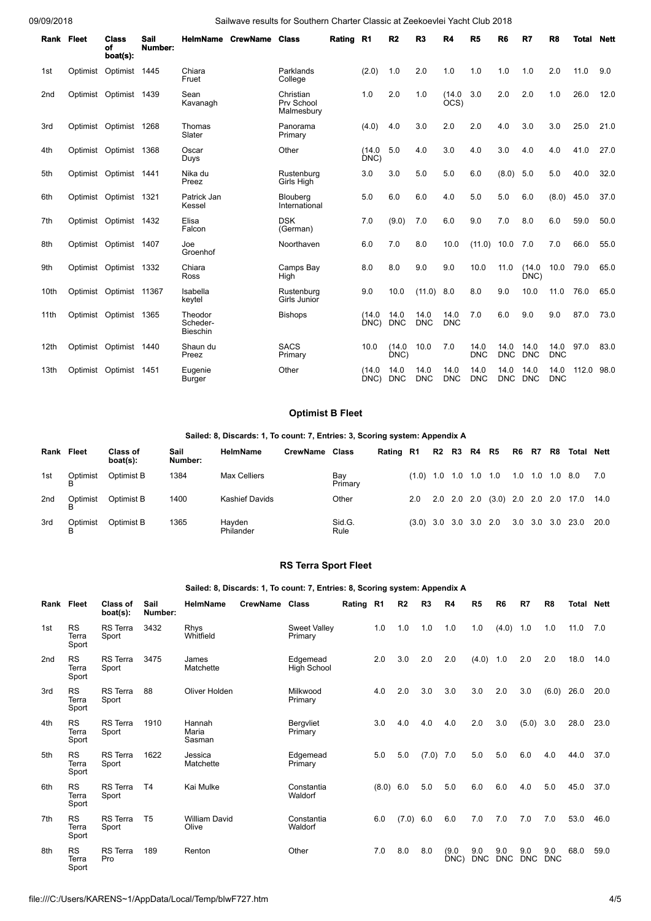| Rank | Fleet | Class of boat(s): | Sail Number: | HelmName | CrewName | Class | Rating | R1 | R2 | R3 | R4 | R5 | R6 | R7 | R8 | Total | Nett |
|---|---|---|---|---|---|---|---|---|---|---|---|---|---|---|---|---|---|
| 1st | Optimist | Optimist | 1445 | Chiara Fruet | | Parklands College | | (2.0) | 1.0 | 2.0 | 1.0 | 1.0 | 1.0 | 1.0 | 2.0 | 11.0 | 9.0 |
| 2nd | Optimist | Optimist | 1439 | Sean Kavanagh | | Christian Prv School Malmesbury | | 1.0 | 2.0 | 1.0 | (14.0 OCS) | 3.0 | 2.0 | 2.0 | 1.0 | 26.0 | 12.0 |
| 3rd | Optimist | Optimist | 1268 | Thomas Slater | | Panorama Primary | | (4.0) | 4.0 | 3.0 | 2.0 | 2.0 | 4.0 | 3.0 | 3.0 | 25.0 | 21.0 |
| 4th | Optimist | Optimist | 1368 | Oscar Duys | | Other | | (14.0 DNC) | 5.0 | 4.0 | 3.0 | 4.0 | 3.0 | 4.0 | 4.0 | 41.0 | 27.0 |
| 5th | Optimist | Optimist | 1441 | Nika du Preez | | Rustenburg Girls High | | 3.0 | 3.0 | 5.0 | 5.0 | 6.0 | (8.0) | 5.0 | 5.0 | 40.0 | 32.0 |
| 6th | Optimist | Optimist | 1321 | Patrick Jan Kessel | | Blouberg International | | 5.0 | 6.0 | 6.0 | 4.0 | 5.0 | 5.0 | 6.0 | (8.0) | 45.0 | 37.0 |
| 7th | Optimist | Optimist | 1432 | Elisa Falcon | | DSK (German) | | 7.0 | (9.0) | 7.0 | 6.0 | 9.0 | 7.0 | 8.0 | 6.0 | 59.0 | 50.0 |
| 8th | Optimist | Optimist | 1407 | Joe Groenhof | | Noorthaven | | 6.0 | 7.0 | 8.0 | 10.0 | (11.0) | 10.0 | 7.0 | 7.0 | 66.0 | 55.0 |
| 9th | Optimist | Optimist | 1332 | Chiara Ross | | Camps Bay High | | 8.0 | 8.0 | 9.0 | 9.0 | 10.0 | 11.0 | (14.0 DNC) | 10.0 | 79.0 | 65.0 |
| 10th | Optimist | Optimist | 11367 | Isabella keytel | | Rustenburg Girls Junior | | 9.0 | 10.0 | (11.0) | 8.0 | 8.0 | 9.0 | 10.0 | 11.0 | 76.0 | 65.0 |
| 11th | Optimist | Optimist | 1365 | Theodor Scheder-Bieschin | | Bishops | | (14.0 DNC) | 14.0 DNC | 14.0 DNC | 14.0 DNC | 7.0 | 6.0 | 9.0 | 9.0 | 87.0 | 73.0 |
| 12th | Optimist | Optimist | 1440 | Shaun du Preez | | SACS Primary | | 10.0 | (14.0 DNC) | 10.0 | 7.0 | 14.0 DNC | 14.0 DNC | 14.0 DNC | 14.0 DNC | 97.0 | 83.0 |
| 13th | Optimist | Optimist | 1451 | Eugenie Burger | | Other | | (14.0 DNC) | 14.0 DNC | 14.0 DNC | 14.0 DNC | 14.0 DNC | 14.0 DNC | 14.0 DNC | 14.0 DNC | 112.0 | 98.0 |

### Optimist B Fleet

**Sailed: 8, Discards: 1, To count: 7, Entries: 3, Scoring system: Appendix A**

| Rank | Fleet | Class of boat(s): | Sail Number: | HelmName | CrewName | Class | Rating | R1 | R2 | R3 | R4 | R5 | R6 | R7 | R8 | Total | Nett |
|---|---|---|---|---|---|---|---|---|---|---|---|---|---|---|---|---|---|
| 1st | Optimist B | Optimist B | 1384 | Max Celliers | | Bay Primary | | (1.0) | 1.0 | 1.0 | 1.0 | 1.0 | 1.0 | 1.0 | 1.0 | 8.0 | 7.0 |
| 2nd | Optimist B | Optimist B | 1400 | Kashief Davids | | Other | | 2.0 | 2.0 | 2.0 | 2.0 | (3.0) | 2.0 | 2.0 | 2.0 | 17.0 | 14.0 |
| 3rd | Optimist B | Optimist B | 1365 | Hayden Philander | | Sid.G. Rule | | (3.0) | 3.0 | 3.0 | 3.0 | 2.0 | 3.0 | 3.0 | 3.0 | 23.0 | 20.0 |

### RS Terra Sport Fleet

**Sailed: 8, Discards: 1, To count: 7, Entries: 8, Scoring system: Appendix A**

| Rank | Fleet | Class of boat(s): | Sail Number: | HelmName | CrewName | Class | Rating | R1 | R2 | R3 | R4 | R5 | R6 | R7 | R8 | Total | Nett |
|---|---|---|---|---|---|---|---|---|---|---|---|---|---|---|---|---|---|
| 1st | RS Terra Sport | RS Terra Sport | 3432 | Rhys Whitfield | | Sweet Valley Primary | | 1.0 | 1.0 | 1.0 | 1.0 | 1.0 | (4.0) | 1.0 | 1.0 | 11.0 | 7.0 |
| 2nd | RS Terra Sport | RS Terra Sport | 3475 | James Matchette | | Edgemead High School | | 2.0 | 3.0 | 2.0 | 2.0 | (4.0) | 1.0 | 2.0 | 2.0 | 18.0 | 14.0 |
| 3rd | RS Terra Sport | RS Terra Sport | 88 | Oliver Holden | | Milkwood Primary | | 4.0 | 2.0 | 3.0 | 3.0 | 3.0 | 2.0 | 3.0 | (6.0) | 26.0 | 20.0 |
| 4th | RS Terra Sport | RS Terra Sport | 1910 | Hannah Maria Sasman | | Bergvliet Primary | | 3.0 | 4.0 | 4.0 | 4.0 | 2.0 | 3.0 | (5.0) | 3.0 | 28.0 | 23.0 |
| 5th | RS Terra Sport | RS Terra Sport | 1622 | Jessica Matchette | | Edgemead Primary | | 5.0 | 5.0 | (7.0) | 7.0 | 5.0 | 5.0 | 6.0 | 4.0 | 44.0 | 37.0 |
| 6th | RS Terra Sport | RS Terra Sport | T4 | Kai Mulke | | Constantia Waldorf | | (8.0) | 6.0 | 5.0 | 5.0 | 6.0 | 6.0 | 4.0 | 5.0 | 45.0 | 37.0 |
| 7th | RS Terra Sport | RS Terra Sport | T5 | William David Olive | | Constantia Waldorf | | 6.0 | (7.0) | 6.0 | 6.0 | 7.0 | 7.0 | 7.0 | 7.0 | 53.0 | 46.0 |
| 8th | RS Terra Sport | RS Terra Pro | 189 | Renton | | Other | | 7.0 | 8.0 | 8.0 | (9.0 DNC) | 9.0 DNC | 9.0 DNC | 9.0 DNC | 9.0 DNC | 68.0 | 59.0 |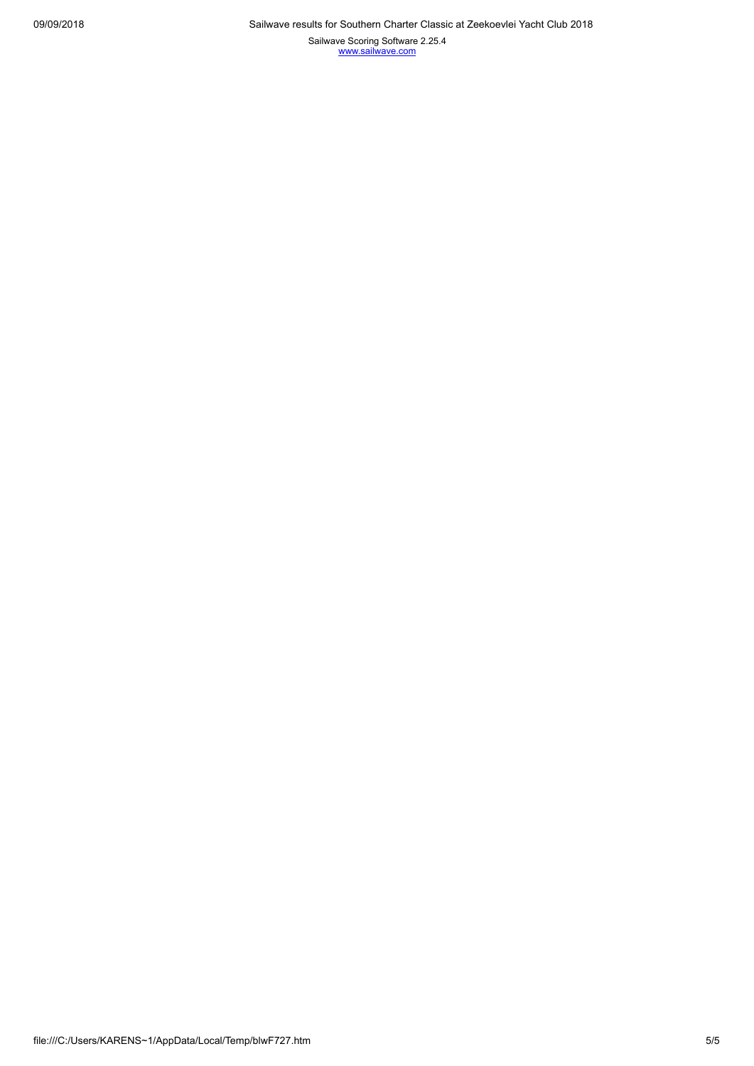Sailwave Scoring Software 2.25.4
www.sailwave.com